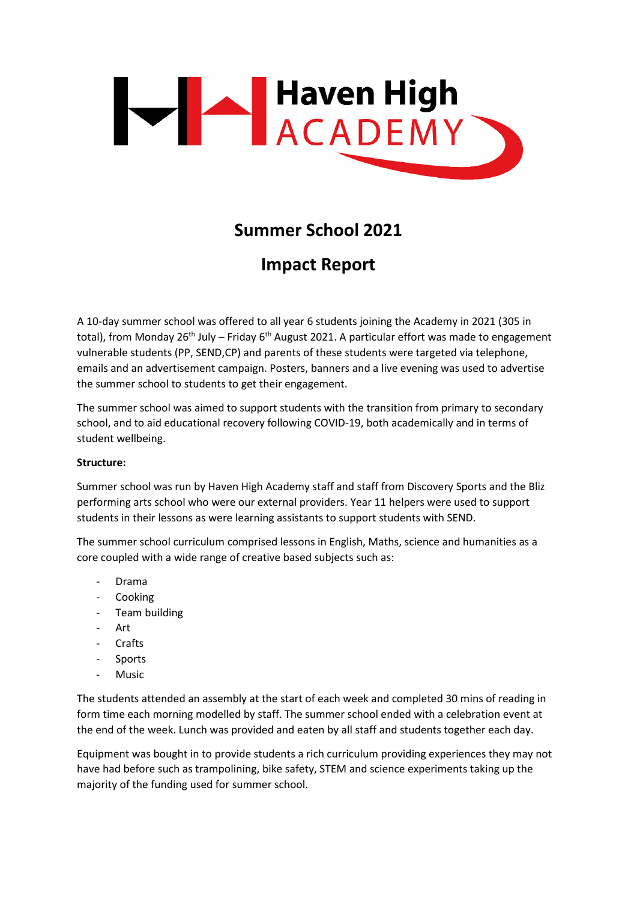Haven High
ACADEMY

# Summer School 2021

# Impact Report

A 10-day summer school was offered to all year 6 students joining the Academy in 2021 (305 in total), from Monday 26th July – Friday 6th August 2021. A particular effort was made to engagement vulnerable students (PP, SEND,CP) and parents of these students were targeted via telephone, emails and an advertisement campaign. Posters, banners and a live evening was used to advertise the summer school to students to get their engagement.

The summer school was aimed to support students with the transition from primary to secondary school, and to aid educational recovery following COVID-19, both academically and in terms of student wellbeing.

**Structure:**

Summer school was run by Haven High Academy staff and staff from Discovery Sports and the Bliz performing arts school who were our external providers. Year 11 helpers were used to support students in their lessons as were learning assistants to support students with SEND.

The summer school curriculum comprised lessons in English, Maths, science and humanities as a core coupled with a wide range of creative based subjects such as:

- Drama
- Cooking
- Team building
- Art
- Crafts
- Sports
- Music

The students attended an assembly at the start of each week and completed 30 mins of reading in form time each morning modelled by staff. The summer school ended with a celebration event at the end of the week. Lunch was provided and eaten by all staff and students together each day.

Equipment was bought in to provide students a rich curriculum providing experiences they may not have had before such as trampolining, bike safety, STEM and science experiments taking up the majority of the funding used for summer school.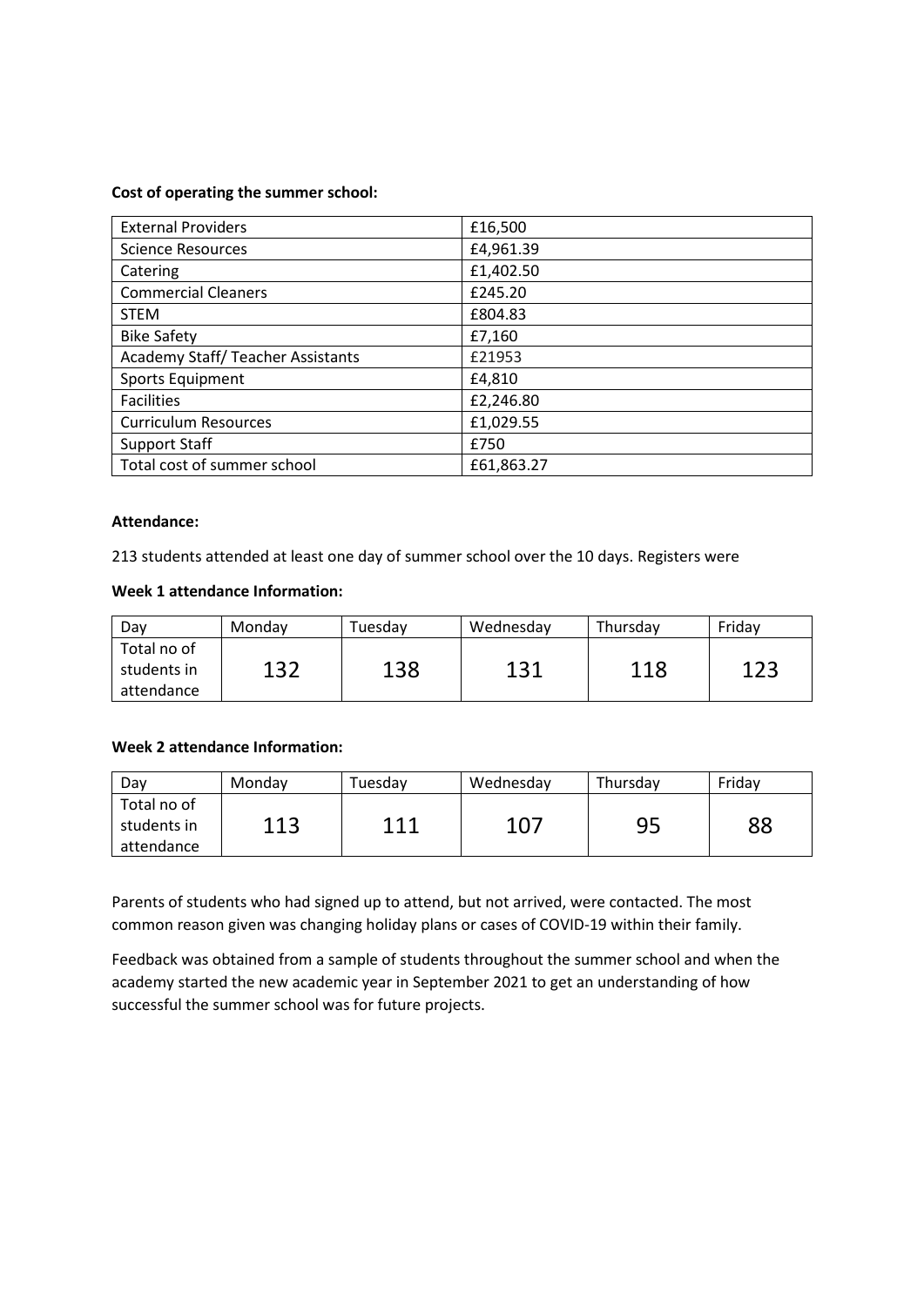**Cost of operating the summer school:**

| | |
|---|---|
| External Providers | £16,500 |
| Science Resources | £4,961.39 |
| Catering | £1,402.50 |
| Commercial Cleaners | £245.20 |
| STEM | £804.83 |
| Bike Safety | £7,160 |
| Academy Staff/ Teacher Assistants | £21953 |
| Sports Equipment | £4,810 |
| Facilities | £2,246.80 |
| Curriculum Resources | £1,029.55 |
| Support Staff | £750 |
| Total cost of summer school | £61,863.27 |

**Attendance:**

213 students attended at least one day of summer school over the 10 days. Registers were

**Week 1 attendance Information:**

| Day | Monday | Tuesday | Wednesday | Thursday | Friday |
|---|---|---|---|---|---|
| Total no of students in attendance | 132 | 138 | 131 | 118 | 123 |

**Week 2 attendance Information:**

| Day | Monday | Tuesday | Wednesday | Thursday | Friday |
|---|---|---|---|---|---|
| Total no of students in attendance | 113 | 111 | 107 | 95 | 88 |

Parents of students who had signed up to attend, but not arrived, were contacted. The most common reason given was changing holiday plans or cases of COVID-19 within their family.

Feedback was obtained from a sample of students throughout the summer school and when the academy started the new academic year in September 2021 to get an understanding of how successful the summer school was for future projects.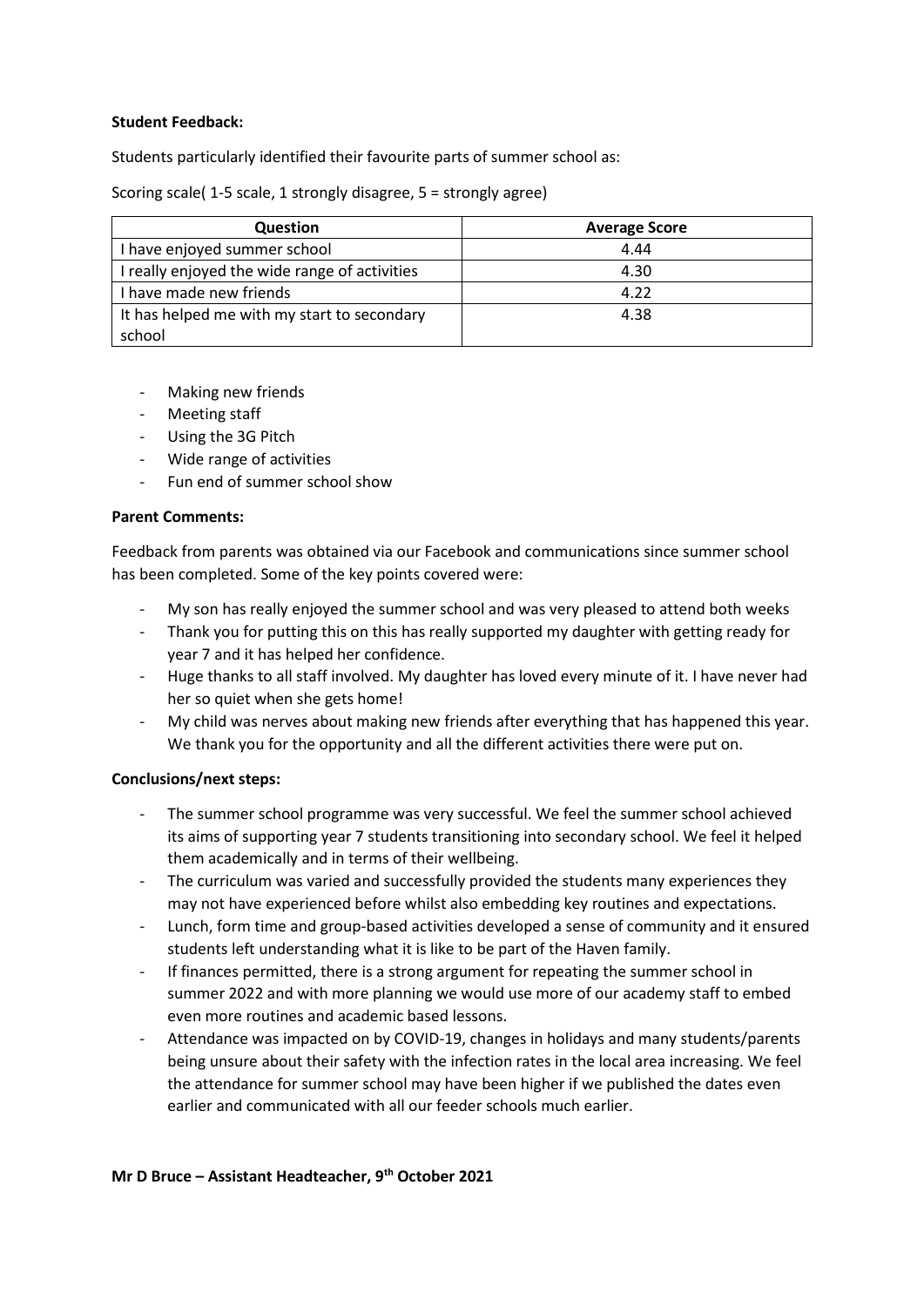**Student Feedback:**

Students particularly identified their favourite parts of summer school as:

Scoring scale( 1-5 scale, 1 strongly disagree, 5 = strongly agree)

| Question | Average Score |
|---|---|
| I have enjoyed summer school | 4.44 |
| I really enjoyed the wide range of activities | 4.30 |
| I have made new friends | 4.22 |
| It has helped me with my start to secondary school | 4.38 |

- Making new friends
- Meeting staff
- Using the 3G Pitch
- Wide range of activities
- Fun end of summer school show

**Parent Comments:**

Feedback from parents was obtained via our Facebook and communications since summer school has been completed. Some of the key points covered were:

- My son has really enjoyed the summer school and was very pleased to attend both weeks
- Thank you for putting this on this has really supported my daughter with getting ready for year 7 and it has helped her confidence.
- Huge thanks to all staff involved. My daughter has loved every minute of it. I have never had her so quiet when she gets home!
- My child was nerves about making new friends after everything that has happened this year. We thank you for the opportunity and all the different activities there were put on.

**Conclusions/next steps:**

- The summer school programme was very successful. We feel the summer school achieved its aims of supporting year 7 students transitioning into secondary school. We feel it helped them academically and in terms of their wellbeing.
- The curriculum was varied and successfully provided the students many experiences they may not have experienced before whilst also embedding key routines and expectations.
- Lunch, form time and group-based activities developed a sense of community and it ensured students left understanding what it is like to be part of the Haven family.
- If finances permitted, there is a strong argument for repeating the summer school in summer 2022 and with more planning we would use more of our academy staff to embed even more routines and academic based lessons.
- Attendance was impacted on by COVID-19, changes in holidays and many students/parents being unsure about their safety with the infection rates in the local area increasing. We feel the attendance for summer school may have been higher if we published the dates even earlier and communicated with all our feeder schools much earlier.

**Mr D Bruce – Assistant Headteacher, 9th October 2021**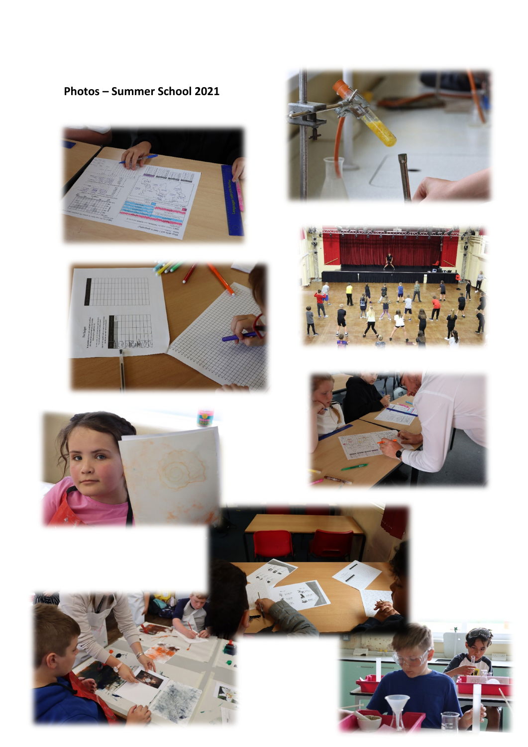**Photos – Summer School 2021**